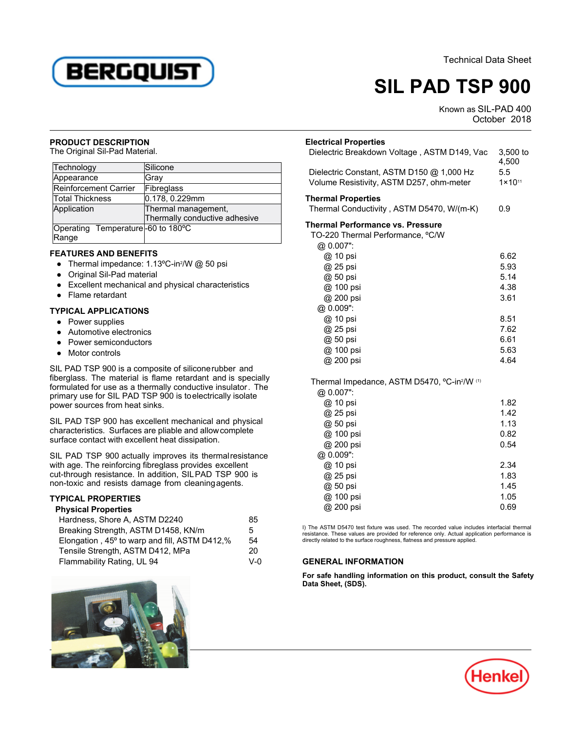Technical Data Sheet

# SIL PAD TSP 900

Known as SIL-PAD 400
October 2018

## PRODUCT DESCRIPTION

The Original Sil-Pad Material.

| Technology | Silicone |
|---|---|
| Appearance | Gray |
| Reinforcement Carrier | Fibreglass |
| Total Thickness | 0.178, 0.229mm |
| Application | Thermal management, Thermally conductive adhesive |
| Operating Temperature Range | -60 to 180ºC |

## FEATURES AND BENEFITS

- Thermal impedance: 1.13ºC-in²/W @ 50 psi
- Original Sil-Pad material
- Excellent mechanical and physical characteristics
- Flame retardant

## TYPICAL APPLICATIONS

- Power supplies
- Automotive electronics
- Power semiconductors
- Motor controls

SIL PAD TSP 900 is a composite of silicone rubber and fiberglass. The material is flame retardant and is specially formulated for use as a thermally conductive insulator. The primary use for SIL PAD TSP 900 is to electrically isolate power sources from heat sinks.

SIL PAD TSP 900 has excellent mechanical and physical characteristics. Surfaces are pliable and allow complete surface contact with excellent heat dissipation.

SIL PAD TSP 900 actually improves its thermal resistance with age. The reinforcing fibreglass provides excellent cut-through resistance. In addition, SIL PAD TSP 900 is non-toxic and resists damage from cleaning agents.

## TYPICAL PROPERTIES

### Physical Properties

| Property | Value |
|---|---|
| Hardness, Shore A, ASTM D2240 | 85 |
| Breaking Strength, ASTM D1458, KN/m | 5 |
| Elongation , 45º to warp and fill, ASTM D412,% | 54 |
| Tensile Strength, ASTM D412, MPa | 20 |
| Flammability Rating, UL 94 | V-0 |

### Electrical Properties

| Property | Value |
|---|---|
| Dielectric Breakdown Voltage , ASTM D149, Vac | 3,500 to 4,500 |
| Dielectric Constant, ASTM D150 @ 1,000 Hz | 5.5 |
| Volume Resistivity, ASTM D257, ohm-meter | $1\times10^{11}$ |

### Thermal Properties

| Property | Value |
|---|---|
| Thermal Conductivity , ASTM D5470, W/(m-K) | 0.9 |

### Thermal Performance vs. Pressure

TO-220 Thermal Performance, ºC/W

| Thickness / Pressure | Value |
|---|---|
| @ 0.007": | |
| @ 10 psi | 6.62 |
| @ 25 psi | 5.93 |
| @ 50 psi | 5.14 |
| @ 100 psi | 4.38 |
| @ 200 psi | 3.61 |
| @ 0.009": | |
| @ 10 psi | 8.51 |
| @ 25 psi | 7.62 |
| @ 50 psi | 6.61 |
| @ 100 psi | 5.63 |
| @ 200 psi | 4.64 |

Thermal Impedance, ASTM D5470, ºC-in²/W [1]

| Thickness / Pressure | Value |
|---|---|
| @ 0.007": | |
| @ 10 psi | 1.82 |
| @ 25 psi | 1.42 |
| @ 50 psi | 1.13 |
| @ 100 psi | 0.82 |
| @ 200 psi | 0.54 |
| @ 0.009": | |
| @ 10 psi | 2.34 |
| @ 25 psi | 1.83 |
| @ 50 psi | 1.45 |
| @ 100 psi | 1.05 |
| @ 200 psi | 0.69 |

I) The ASTM D5470 test fixture was used. The recorded value includes interfacial thermal resistance. These values are provided for reference only. Actual application performance is directly related to the surface roughness, flatness and pressure applied.

## GENERAL INFORMATION

**For safe handling information on this product, consult the Safety Data Sheet, (SDS).**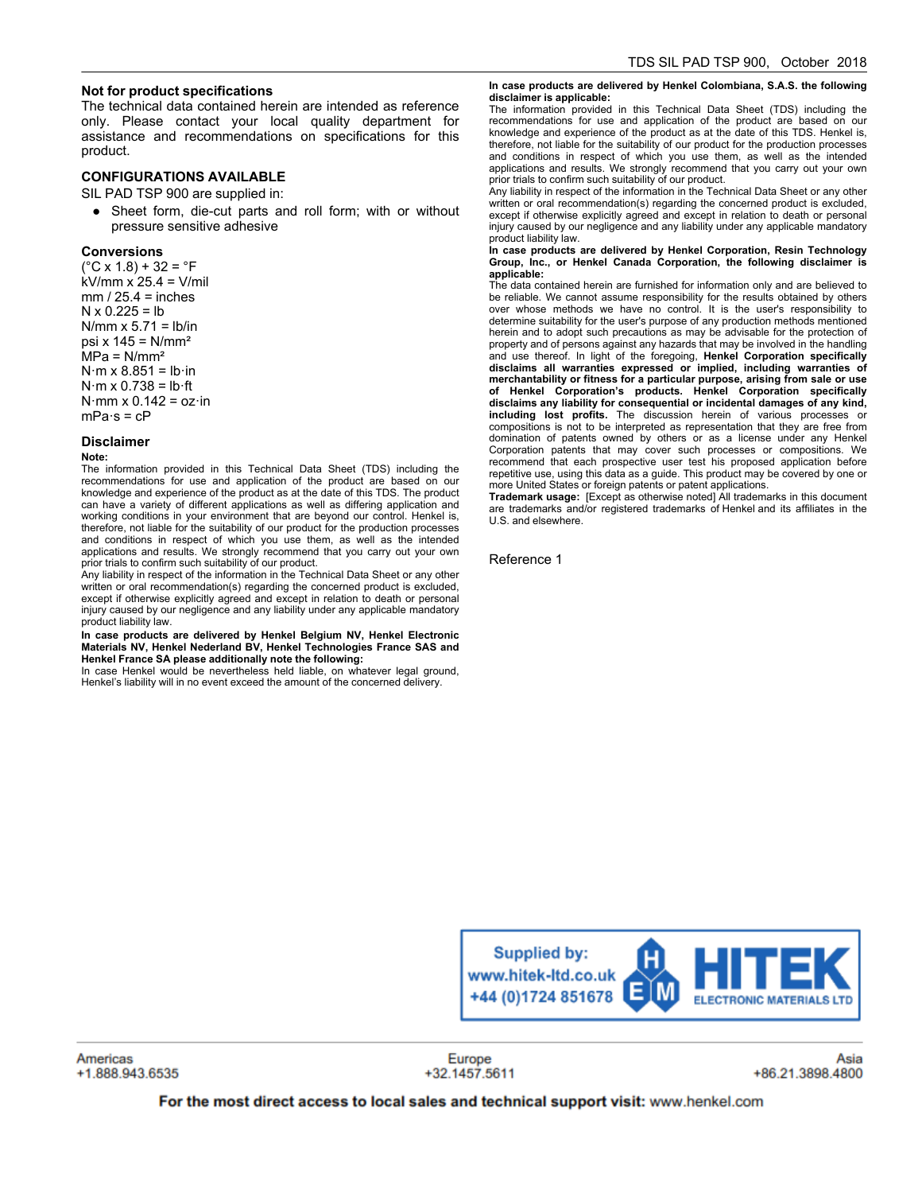## Not for product specifications

The technical data contained herein are intended as reference only. Please contact your local quality department for assistance and recommendations on specifications for this product.

## CONFIGURATIONS AVAILABLE

SIL PAD TSP 900 are supplied in:

- Sheet form, die-cut parts and roll form; with or without pressure sensitive adhesive

## Conversions

(°C x 1.8) + 32 = °F
kV/mm x 25.4 = V/mil
mm / 25.4 = inches
N x 0.225 = lb
N/mm x 5.71 = lb/in
psi x 145 = N/mm²
MPa = N/mm²
N·m x 8.851 = lb·in
N·m x 0.738 = lb·ft
N·mm x 0.142 = oz·in
mPa·s = cP

## Disclaimer

**Note:**

The information provided in this Technical Data Sheet (TDS) including the recommendations for use and application of the product are based on our knowledge and experience of the product as at the date of this TDS. The product can have a variety of different applications as well as differing application and working conditions in your environment that are beyond our control. Henkel is, therefore, not liable for the suitability of our product for the production processes and conditions in respect of which you use them, as well as the intended applications and results. We strongly recommend that you carry out your own prior trials to confirm such suitability of our product.

Any liability in respect of the information in the Technical Data Sheet or any other written or oral recommendation(s) regarding the concerned product is excluded, except if otherwise explicitly agreed and except in relation to death or personal injury caused by our negligence and any liability under any applicable mandatory product liability law.

**In case products are delivered by Henkel Belgium NV, Henkel Electronic Materials NV, Henkel Nederland BV, Henkel Technologies France SAS and Henkel France SA please additionally note the following:**

In case Henkel would be nevertheless held liable, on whatever legal ground, Henkel's liability will in no event exceed the amount of the concerned delivery.

**In case products are delivered by Henkel Colombiana, S.A.S. the following disclaimer is applicable:**

The information provided in this Technical Data Sheet (TDS) including the recommendations for use and application of the product are based on our knowledge and experience of the product as at the date of this TDS. Henkel is, therefore, not liable for the suitability of our product for the production processes and conditions in respect of which you use them, as well as the intended applications and results. We strongly recommend that you carry out your own prior trials to confirm such suitability of our product.

Any liability in respect of the information in the Technical Data Sheet or any other written or oral recommendation(s) regarding the concerned product is excluded, except if otherwise explicitly agreed and except in relation to death or personal injury caused by our negligence and any liability under any applicable mandatory product liability law.

**In case products are delivered by Henkel Corporation, Resin Technology Group, Inc., or Henkel Canada Corporation, the following disclaimer is applicable:**

The data contained herein are furnished for information only and are believed to be reliable. We cannot assume responsibility for the results obtained by others over whose methods we have no control. It is the user's responsibility to determine suitability for the user's purpose of any production methods mentioned herein and to adopt such precautions as may be advisable for the protection of property and of persons against any hazards that may be involved in the handling and use thereof. In light of the foregoing, **Henkel Corporation specifically disclaims all warranties expressed or implied, including warranties of merchantability or fitness for a particular purpose, arising from sale or use of Henkel Corporation's products. Henkel Corporation specifically disclaims any liability for consequential or incidental damages of any kind, including lost profits.** The discussion herein of various processes or compositions is not to be interpreted as representation that they are free from domination of patents owned by others or as a license under any Henkel Corporation patents that may cover such processes or compositions. We recommend that each prospective user test his proposed application before repetitive use, using this data as a guide. This product may be covered by one or more United States or foreign patents or patent applications.

**Trademark usage:** [Except as otherwise noted] All trademarks in this document are trademarks and/or registered trademarks of Henkel and its affiliates in the U.S. and elsewhere.

Reference 1

Supplied by:
www.hitek-ltd.co.uk
+44 (0)1724 851678
HITEK ELECTRONIC MATERIALS LTD

Americas
+1.888.943.6535

Europe
+32.1457.5611

Asia
+86.21.3898.4800

**For the most direct access to local sales and technical support visit:** www.henkel.com